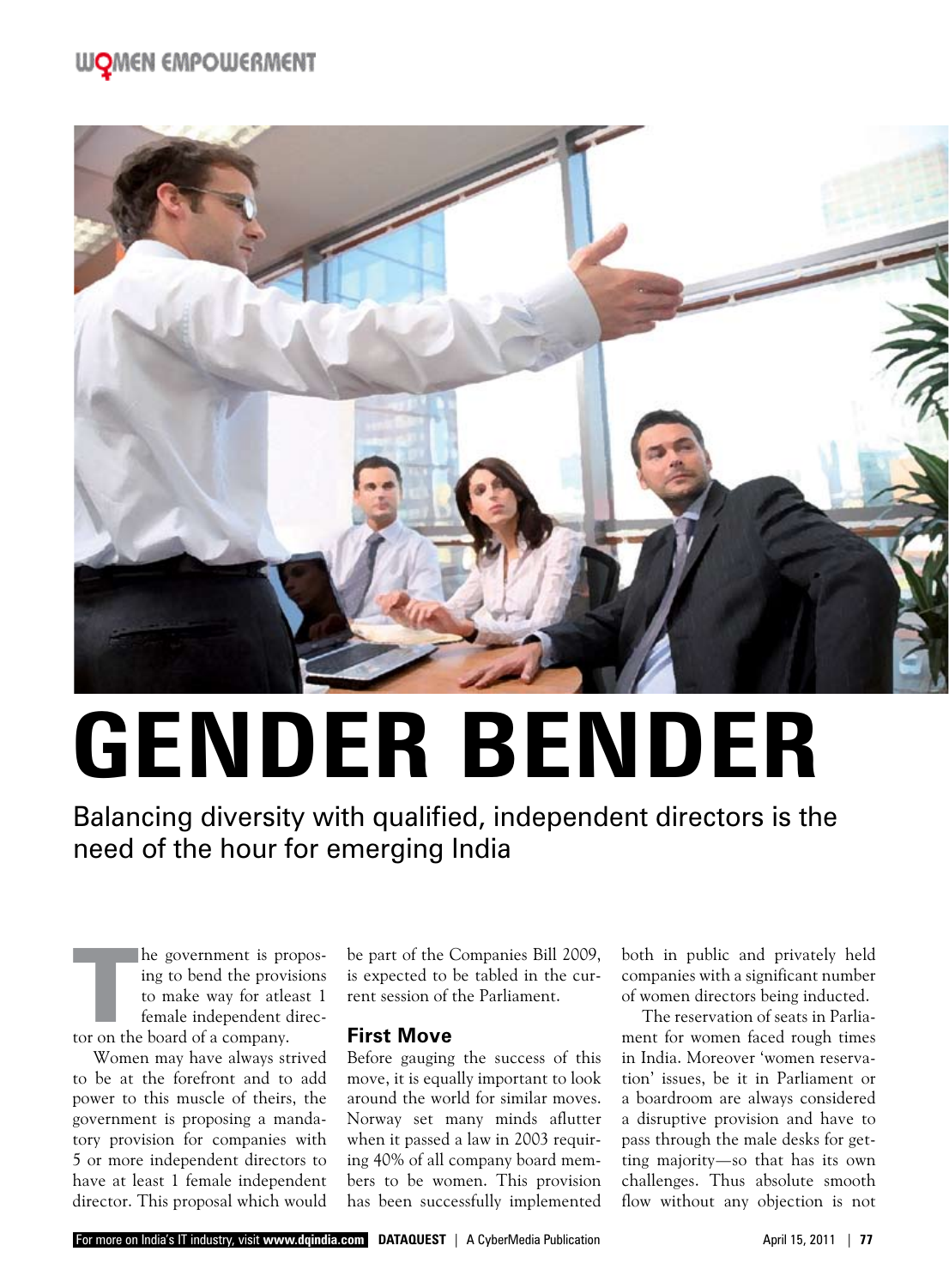# GENDER BENDER

Balancing diversity with qualified, independent directors is the need of the hour for emerging India

The government is proposing to bend the provisions to make way for atleast 1 female independent director on the board of a company.

Women may have always strived to be at the forefront and to add power to this muscle of theirs, the government is proposing a mandatory provision for companies with 5 or more independent directors to have at least 1 female independent director. This proposal which would be part of the Companies Bill 2009, is expected to be tabled in the current session of the Parliament.

## First Move

Before gauging the success of this move, it is equally important to look around the world for similar moves. Norway set many minds aflutter when it passed a law in 2003 requiring 40% of all company board members to be women. This provision has been successfully implemented both in public and privately held companies with a significant number of women directors being inducted.

The reservation of seats in Parliament for women faced rough times in India. Moreover 'women reservation' issues, be it in Parliament or a boardroom are always considered a disruptive provision and have to pass through the male desks for getting majority—so that has its own challenges. Thus absolute smooth flow without any objection is not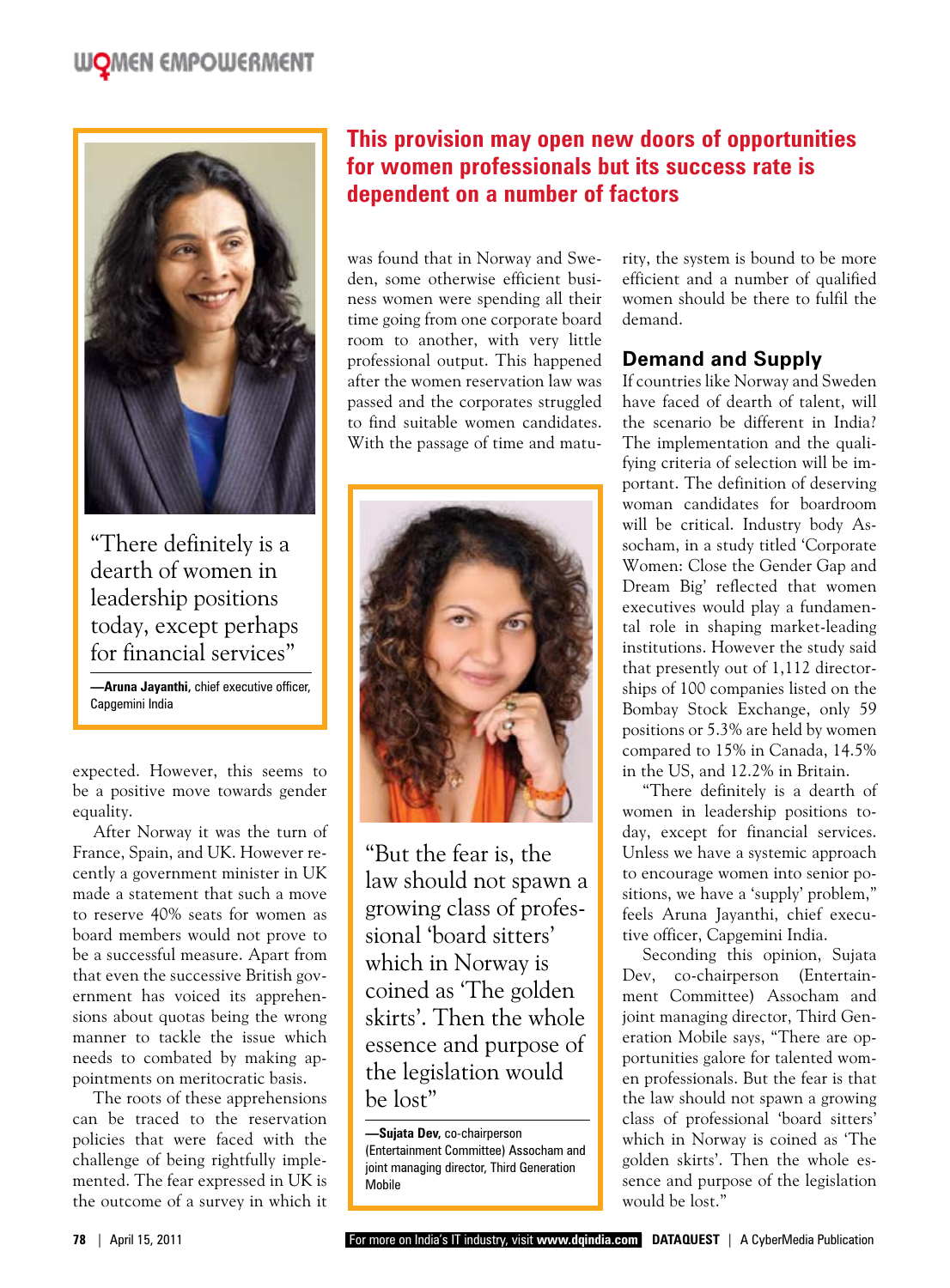## This provision may open new doors of opportunities for women professionals but its success rate is dependent on a number of factors

> "There definitely is a dearth of women in leadership positions today, except perhaps for financial services"
>
> —**Aruna Jayanthi,** chief executive officer, Capgemini India

expected. However, this seems to be a positive move towards gender equality.

After Norway it was the turn of France, Spain, and UK. However recently a government minister in UK made a statement that such a move to reserve 40% seats for women as board members would not prove to be a successful measure. Apart from that even the successive British government has voiced its apprehensions about quotas being the wrong manner to tackle the issue which needs to combated by making appointments on meritocratic basis.

The roots of these apprehensions can be traced to the reservation policies that were faced with the challenge of being rightfully implemented. The fear expressed in UK is the outcome of a survey in which it was found that in Norway and Sweden, some otherwise efficient business women were spending all their time going from one corporate board room to another, with very little professional output. This happened after the women reservation law was passed and the corporates struggled to find suitable women candidates. With the passage of time and maturity, the system is bound to be more efficient and a number of qualified women should be there to fulfil the demand.

> "But the fear is, the law should not spawn a growing class of professional 'board sitters' which in Norway is coined as 'The golden skirts'. Then the whole essence and purpose of the legislation would be lost"
>
> —**Sujata Dev,** co-chairperson (Entertainment Committee) Assocham and joint managing director, Third Generation Mobile

### Demand and Supply

If countries like Norway and Sweden have faced of dearth of talent, will the scenario be different in India? The implementation and the qualifying criteria of selection will be important. The definition of deserving woman candidates for boardroom will be critical. Industry body Assocham, in a study titled 'Corporate Women: Close the Gender Gap and Dream Big' reflected that women executives would play a fundamental role in shaping market-leading institutions. However the study said that presently out of 1,112 directorships of 100 companies listed on the Bombay Stock Exchange, only 59 positions or 5.3% are held by women compared to 15% in Canada, 14.5% in the US, and 12.2% in Britain.

"There definitely is a dearth of women in leadership positions today, except for financial services. Unless we have a systemic approach to encourage women into senior positions, we have a 'supply' problem," feels Aruna Jayanthi, chief executive officer, Capgemini India.

Seconding this opinion, Sujata Dev, co-chairperson (Entertainment Committee) Assocham and joint managing director, Third Generation Mobile says, "There are opportunities galore for talented women professionals. But the fear is that the law should not spawn a growing class of professional 'board sitters' which in Norway is coined as 'The golden skirts'. Then the whole essence and purpose of the legislation would be lost."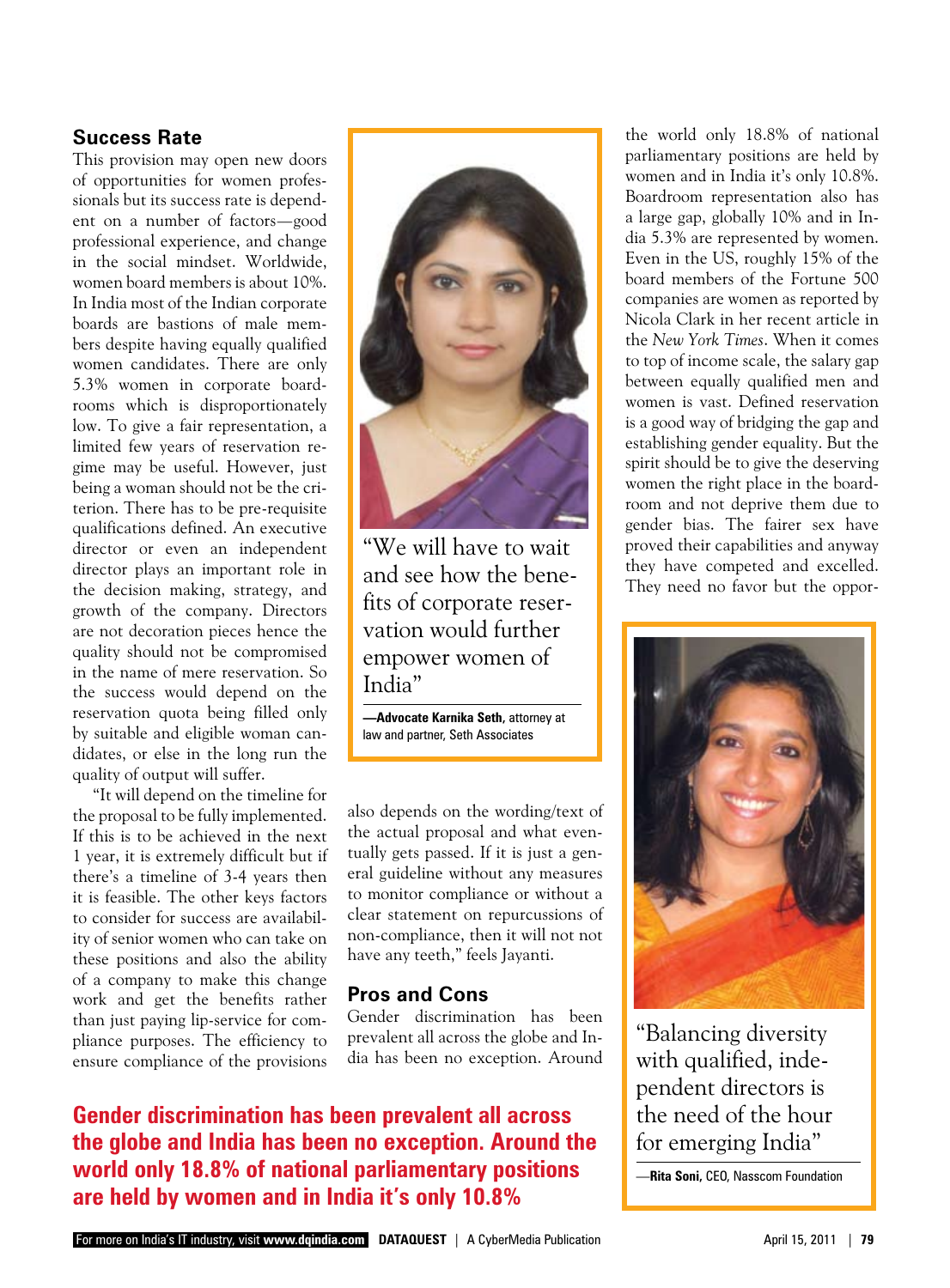## Success Rate

This provision may open new doors of opportunities for women professionals but its success rate is dependent on a number of factors—good professional experience, and change in the social mindset. Worldwide, women board members is about 10%. In India most of the Indian corporate boards are bastions of male members despite having equally qualified women candidates. There are only 5.3% women in corporate boardrooms which is disproportionately low. To give a fair representation, a limited few years of reservation regime may be useful. However, just being a woman should not be the criterion. There has to be pre-requisite qualifications defined. An executive director or even an independent director plays an important role in the decision making, strategy, and growth of the company. Directors are not decoration pieces hence the quality should not be compromised in the name of mere reservation. So the success would depend on the reservation quota being filled only by suitable and eligible woman candidates, or else in the long run the quality of output will suffer.

"It will depend on the timeline for the proposal to be fully implemented. If this is to be achieved in the next 1 year, it is extremely difficult but if there's a timeline of 3-4 years then it is feasible. The other keys factors to consider for success are availability of senior women who can take on these positions and also the ability of a company to make this change work and get the benefits rather than just paying lip-service for compliance purposes. The efficiency to ensure compliance of the provisions also depends on the wording/text of the actual proposal and what eventually gets passed. If it is just a general guideline without any measures to monitor compliance or without a clear statement on repurcussions of non-compliance, then it will not not have any teeth," feels Jayanti.

> "We will have to wait and see how the benefits of corporate reservation would further empower women of India"
>
> —**Advocate Karnika Seth,** attorney at law and partner, Seth Associates

## Pros and Cons

Gender discrimination has been prevalent all across the globe and India has been no exception. Around the world only 18.8% of national parliamentary positions are held by women and in India it's only 10.8%. Boardroom representation also has a large gap, globally 10% and in India 5.3% are represented by women. Even in the US, roughly 15% of the board members of the Fortune 500 companies are women as reported by Nicola Clark in her recent article in the *New York Times*. When it comes to top of income scale, the salary gap between equally qualified men and women is vast. Defined reservation is a good way of bridging the gap and establishing gender equality. But the spirit should be to give the deserving women the right place in the boardroom and not deprive them due to gender bias. The fairer sex have proved their capabilities and anyway they have competed and excelled. They need no favor but the oppor-

> **Gender discrimination has been prevalent all across the globe and India has been no exception. Around the world only 18.8% of national parliamentary positions are held by women and in India it's only 10.8%**

> "Balancing diversity with qualified, independent directors is the need of the hour for emerging India"
>
> —**Rita Soni,** CEO, Nasscom Foundation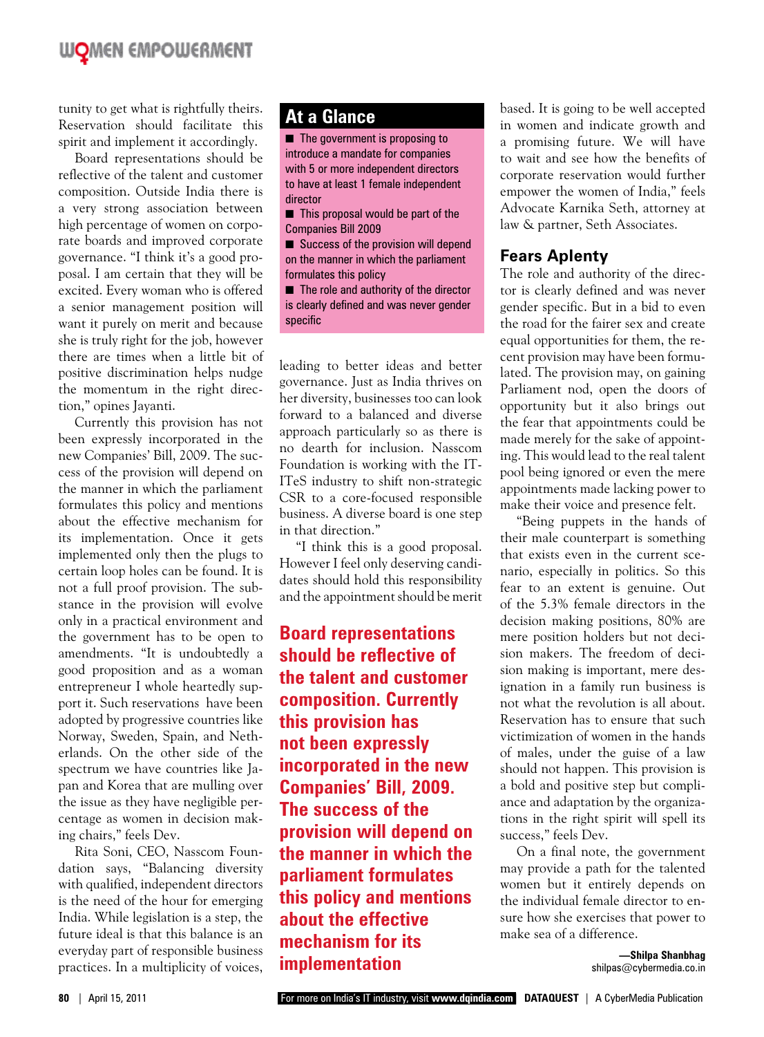tunity to get what is rightfully theirs. Reservation should facilitate this spirit and implement it accordingly.

Board representations should be reflective of the talent and customer composition. Outside India there is a very strong association between high percentage of women on corporate boards and improved corporate governance. "I think it's a good proposal. I am certain that they will be excited. Every woman who is offered a senior management position will want it purely on merit and because she is truly right for the job, however there are times when a little bit of positive discrimination helps nudge the momentum in the right direction," opines Jayanti.

Currently this provision has not been expressly incorporated in the new Companies' Bill, 2009. The success of the provision will depend on the manner in which the parliament formulates this policy and mentions about the effective mechanism for its implementation. Once it gets implemented only then the plugs to certain loop holes can be found. It is not a full proof provision. The substance in the provision will evolve only in a practical environment and the government has to be open to amendments. "It is undoubtedly a good proposition and as a woman entrepreneur I whole heartedly support it. Such reservations have been adopted by progressive countries like Norway, Sweden, Spain, and Netherlands. On the other side of the spectrum we have countries like Japan and Korea that are mulling over the issue as they have negligible percentage as women in decision making chairs," feels Dev.

Rita Soni, CEO, Nasscom Foundation says, "Balancing diversity with qualified, independent directors is the need of the hour for emerging India. While legislation is a step, the future ideal is that this balance is an everyday part of responsible business practices. In a multiplicity of voices, leading to better ideas and better governance. Just as India thrives on her diversity, businesses too can look forward to a balanced and diverse approach particularly so as there is no dearth for inclusion. Nasscom Foundation is working with the IT-ITeS industry to shift non-strategic CSR to a core-focused responsible business. A diverse board is one step in that direction."

"I think this is a good proposal. However I feel only deserving candidates should hold this responsibility and the appointment should be merit based. It is going to be well accepted in women and indicate growth and a promising future. We will have to wait and see how the benefits of corporate reservation would further empower the women of India," feels Advocate Karnika Seth, attorney at law & partner, Seth Associates.

## At a Glance

- The government is proposing to introduce a mandate for companies with 5 or more independent directors to have at least 1 female independent director
- This proposal would be part of the Companies Bill 2009
- Success of the provision will depend on the manner in which the parliament formulates this policy
- The role and authority of the director is clearly defined and was never gender specific

**Board representations should be reflective of the talent and customer composition. Currently this provision has not been expressly incorporated in the new Companies' Bill, 2009. The success of the provision will depend on the manner in which the parliament formulates this policy and mentions about the effective mechanism for its implementation**

## Fears Aplenty

The role and authority of the director is clearly defined and was never gender specific. But in a bid to even the road for the fairer sex and create equal opportunities for them, the recent provision may have been formulated. The provision may, on gaining Parliament nod, open the doors of opportunity but it also brings out the fear that appointments could be made merely for the sake of appointing. This would lead to the real talent pool being ignored or even the mere appointments made lacking power to make their voice and presence felt.

"Being puppets in the hands of their male counterpart is something that exists even in the current scenario, especially in politics. So this fear to an extent is genuine. Out of the 5.3% female directors in the decision making positions, 80% are mere position holders but not decision makers. The freedom of decision making is important, mere designation in a family run business is not what the revolution is all about. Reservation has to ensure that such victimization of women in the hands of males, under the guise of a law should not happen. This provision is a bold and positive step but compliance and adaptation by the organizations in the right spirit will spell its success," feels Dev.

On a final note, the government may provide a path for the talented women but it entirely depends on the individual female director to ensure how she exercises that power to make sea of a difference.

**—Shilpa Shanbhag**
shilpas@cybermedia.co.in